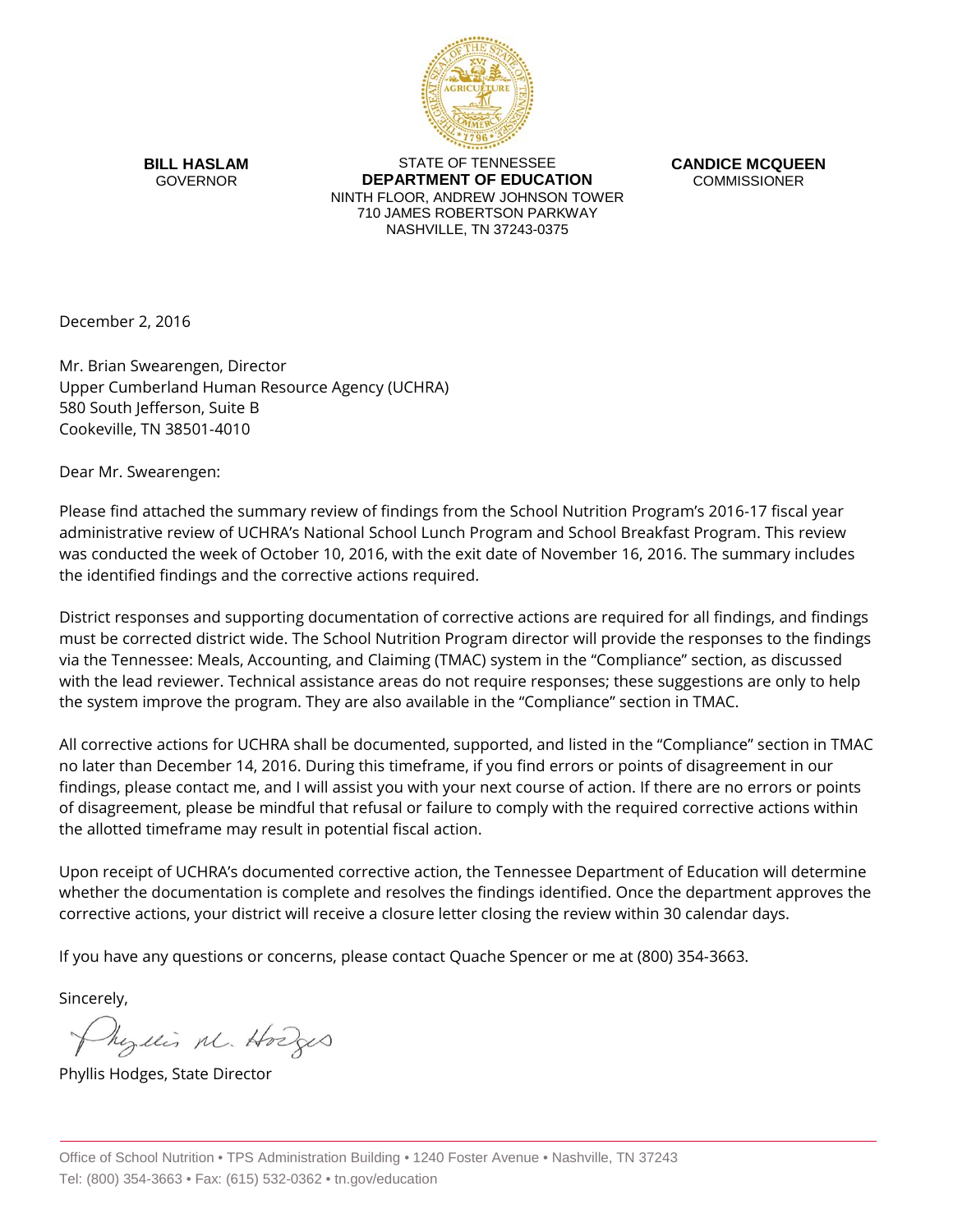**BILL HASLAM**
GOVERNOR

STATE OF TENNESSEE
**DEPARTMENT OF EDUCATION**
NINTH FLOOR, ANDREW JOHNSON TOWER
710 JAMES ROBERTSON PARKWAY
NASHVILLE, TN 37243-0375

**CANDICE MCQUEEN**
COMMISSIONER

December 2, 2016

Mr. Brian Swearengen, Director
Upper Cumberland Human Resource Agency (UCHRA)
580 South Jefferson, Suite B
Cookeville, TN 38501-4010

Dear Mr. Swearengen:

Please find attached the summary review of findings from the School Nutrition Program's 2016-17 fiscal year administrative review of UCHRA's National School Lunch Program and School Breakfast Program. This review was conducted the week of October 10, 2016, with the exit date of November 16, 2016. The summary includes the identified findings and the corrective actions required.

District responses and supporting documentation of corrective actions are required for all findings, and findings must be corrected district wide. The School Nutrition Program director will provide the responses to the findings via the Tennessee: Meals, Accounting, and Claiming (TMAC) system in the "Compliance" section, as discussed with the lead reviewer. Technical assistance areas do not require responses; these suggestions are only to help the system improve the program. They are also available in the "Compliance" section in TMAC.

All corrective actions for UCHRA shall be documented, supported, and listed in the "Compliance" section in TMAC no later than December 14, 2016. During this timeframe, if you find errors or points of disagreement in our findings, please contact me, and I will assist you with your next course of action. If there are no errors or points of disagreement, please be mindful that refusal or failure to comply with the required corrective actions within the allotted timeframe may result in potential fiscal action.

Upon receipt of UCHRA's documented corrective action, the Tennessee Department of Education will determine whether the documentation is complete and resolves the findings identified. Once the department approves the corrective actions, your district will receive a closure letter closing the review within 30 calendar days.

If you have any questions or concerns, please contact Quache Spencer or me at (800) 354-3663.

Sincerely,

Phyllis M. Hodges

Phyllis Hodges, State Director

Office of School Nutrition • TPS Administration Building • 1240 Foster Avenue • Nashville, TN 37243
Tel: (800) 354-3663 • Fax: (615) 532-0362 • tn.gov/education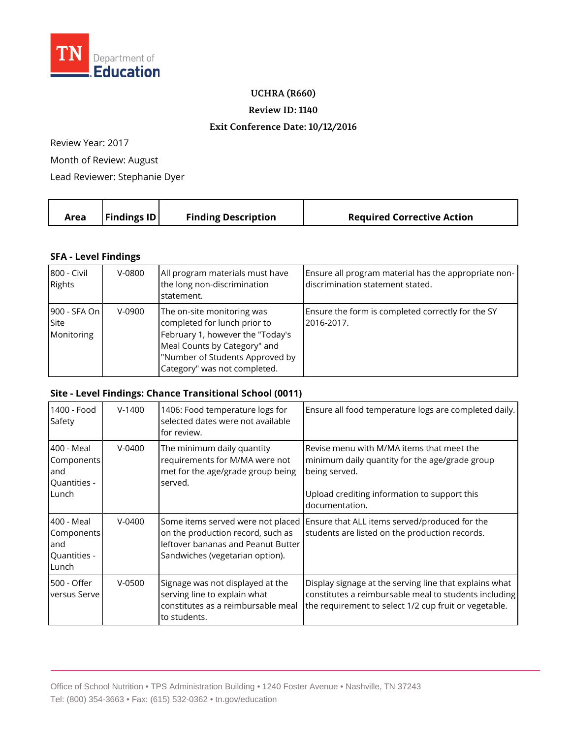TN Department of Education

**UCHRA (R660)**

**Review ID: 1140**

**Exit Conference Date: 10/12/2016**

Review Year: 2017

Month of Review: August

Lead Reviewer: Stephanie Dyer

| Area | Findings ID | Finding Description | Required Corrective Action |
|---|---|---|---|

### SFA - Level Findings

| Area | Findings ID | Finding Description | Required Corrective Action |
|---|---|---|---|
| 800 - Civil Rights | V-0800 | All program materials must have the long non-discrimination statement. | Ensure all program material has the appropriate non-discrimination statement stated. |
| 900 - SFA On Site Monitoring | V-0900 | The on-site monitoring was completed for lunch prior to February 1, however the "Today's Meal Counts by Category" and "Number of Students Approved by Category" was not completed. | Ensure the form is completed correctly for the SY 2016-2017. |

### Site - Level Findings: Chance Transitional School (0011)

| Area | Findings ID | Finding Description | Required Corrective Action |
|---|---|---|---|
| 1400 - Food Safety | V-1400 | 1406: Food temperature logs for selected dates were not available for review. | Ensure all food temperature logs are completed daily. |
| 400 - Meal Components and Quantities - Lunch | V-0400 | The minimum daily quantity requirements for M/MA were not met for the age/grade group being served. | Revise menu with M/MA items that meet the minimum daily quantity for the age/grade group being served.<br><br>Upload crediting information to support this documentation. |
| 400 - Meal Components and Quantities - Lunch | V-0400 | Some items served were not placed on the production record, such as leftover bananas and Peanut Butter Sandwiches (vegetarian option). | Ensure that ALL items served/produced for the students are listed on the production records. |
| 500 - Offer versus Serve | V-0500 | Signage was not displayed at the serving line to explain what constitutes as a reimbursable meal to students. | Display signage at the serving line that explains what constitutes a reimbursable meal to students including the requirement to select 1/2 cup fruit or vegetable. |

Office of School Nutrition • TPS Administration Building • 1240 Foster Avenue • Nashville, TN 37243
Tel: (800) 354-3663 • Fax: (615) 532-0362 • tn.gov/education